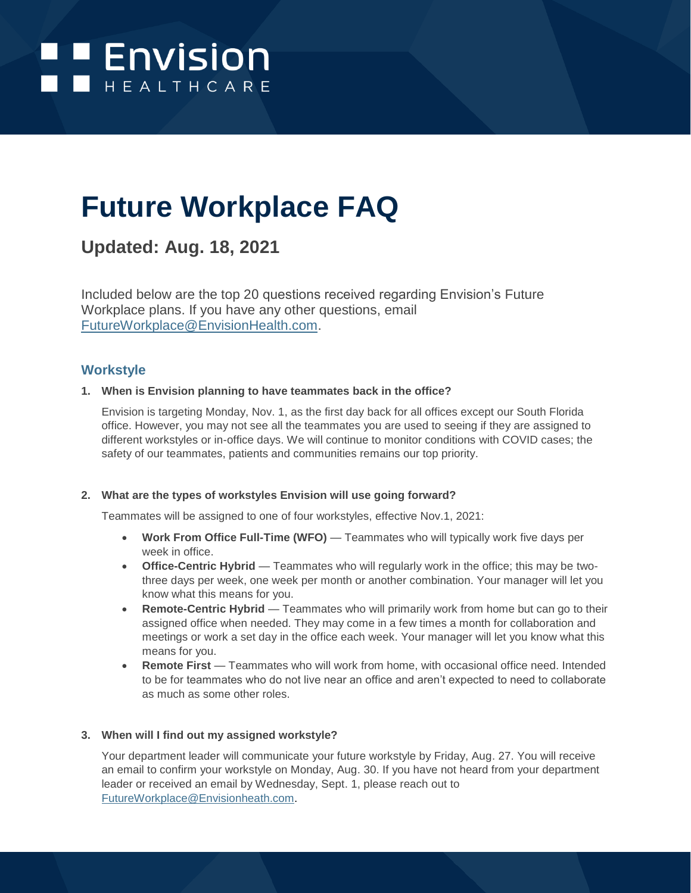Envision HEALTHCARE

# Future Workplace FAQ

## Updated: Aug. 18, 2021

Included below are the top 20 questions received regarding Envision's Future Workplace plans. If you have any other questions, email FutureWorkplace@EnvisionHealth.com.

### Workstyle

**1. When is Envision planning to have teammates back in the office?**

Envision is targeting Monday, Nov. 1, as the first day back for all offices except our South Florida office. However, you may not see all the teammates you are used to seeing if they are assigned to different workstyles or in-office days. We will continue to monitor conditions with COVID cases; the safety of our teammates, patients and communities remains our top priority.

**2. What are the types of workstyles Envision will use going forward?**

Teammates will be assigned to one of four workstyles, effective Nov.1, 2021:

- **Work From Office Full-Time (WFO)** — Teammates who will typically work five days per week in office.
- **Office-Centric Hybrid** — Teammates who will regularly work in the office; this may be two-three days per week, one week per month or another combination. Your manager will let you know what this means for you.
- **Remote-Centric Hybrid** — Teammates who will primarily work from home but can go to their assigned office when needed. They may come in a few times a month for collaboration and meetings or work a set day in the office each week. Your manager will let you know what this means for you.
- **Remote First** — Teammates who will work from home, with occasional office need. Intended to be for teammates who do not live near an office and aren't expected to need to collaborate as much as some other roles.

**3. When will I find out my assigned workstyle?**

Your department leader will communicate your future workstyle by Friday, Aug. 27. You will receive an email to confirm your workstyle on Monday, Aug. 30. If you have not heard from your department leader or received an email by Wednesday, Sept. 1, please reach out to FutureWorkplace@Envisionheath.com.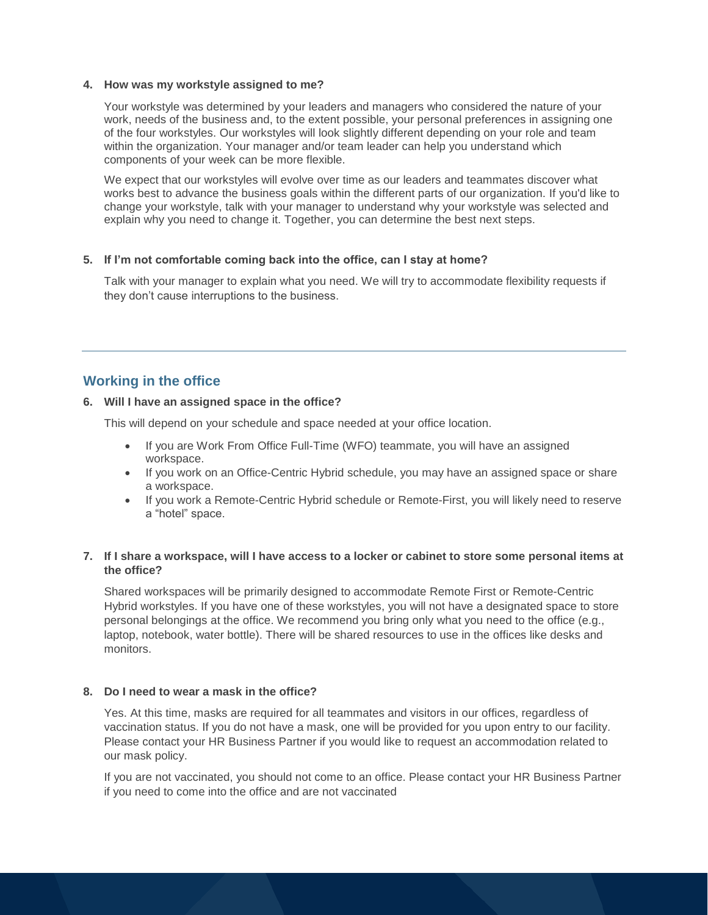**4. How was my workstyle assigned to me?**

Your workstyle was determined by your leaders and managers who considered the nature of your work, needs of the business and, to the extent possible, your personal preferences in assigning one of the four workstyles. Our workstyles will look slightly different depending on your role and team within the organization. Your manager and/or team leader can help you understand which components of your week can be more flexible.

We expect that our workstyles will evolve over time as our leaders and teammates discover what works best to advance the business goals within the different parts of our organization. If you'd like to change your workstyle, talk with your manager to understand why your workstyle was selected and explain why you need to change it. Together, you can determine the best next steps.

**5. If I'm not comfortable coming back into the office, can I stay at home?**

Talk with your manager to explain what you need. We will try to accommodate flexibility requests if they don't cause interruptions to the business.

---

## Working in the office

**6. Will I have an assigned space in the office?**

This will depend on your schedule and space needed at your office location.

- If you are Work From Office Full-Time (WFO) teammate, you will have an assigned workspace.
- If you work on an Office-Centric Hybrid schedule, you may have an assigned space or share a workspace.
- If you work a Remote-Centric Hybrid schedule or Remote-First, you will likely need to reserve a "hotel" space.

**7. If I share a workspace, will I have access to a locker or cabinet to store some personal items at the office?**

Shared workspaces will be primarily designed to accommodate Remote First or Remote-Centric Hybrid workstyles. If you have one of these workstyles, you will not have a designated space to store personal belongings at the office. We recommend you bring only what you need to the office (e.g., laptop, notebook, water bottle). There will be shared resources to use in the offices like desks and monitors.

**8. Do I need to wear a mask in the office?**

Yes. At this time, masks are required for all teammates and visitors in our offices, regardless of vaccination status. If you do not have a mask, one will be provided for you upon entry to our facility. Please contact your HR Business Partner if you would like to request an accommodation related to our mask policy.

If you are not vaccinated, you should not come to an office. Please contact your HR Business Partner if you need to come into the office and are not vaccinated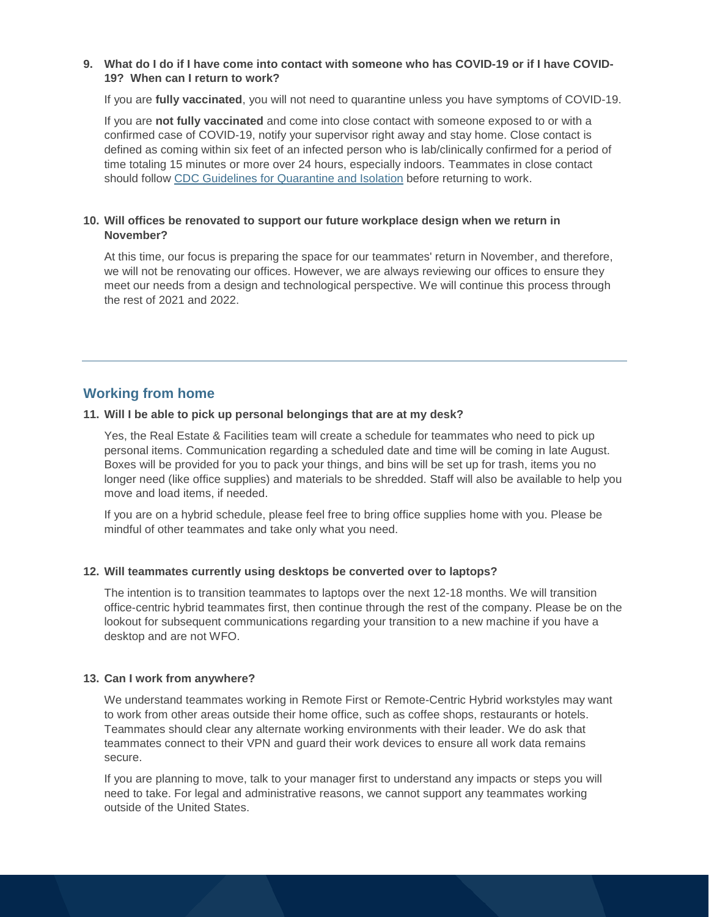**9. What do I do if I have come into contact with someone who has COVID-19 or if I have COVID-19? When can I return to work?**

If you are **fully vaccinated**, you will not need to quarantine unless you have symptoms of COVID-19.

If you are **not fully vaccinated** and come into close contact with someone exposed to or with a confirmed case of COVID-19, notify your supervisor right away and stay home. Close contact is defined as coming within six feet of an infected person who is lab/clinically confirmed for a period of time totaling 15 minutes or more over 24 hours, especially indoors. Teammates in close contact should follow [CDC Guidelines for Quarantine and Isolation]() before returning to work.

**10. Will offices be renovated to support our future workplace design when we return in November?**

At this time, our focus is preparing the space for our teammates' return in November, and therefore, we will not be renovating our offices. However, we are always reviewing our offices to ensure they meet our needs from a design and technological perspective. We will continue this process through the rest of 2021 and 2022.

---

## Working from home

**11. Will I be able to pick up personal belongings that are at my desk?**

Yes, the Real Estate & Facilities team will create a schedule for teammates who need to pick up personal items. Communication regarding a scheduled date and time will be coming in late August. Boxes will be provided for you to pack your things, and bins will be set up for trash, items you no longer need (like office supplies) and materials to be shredded. Staff will also be available to help you move and load items, if needed.

If you are on a hybrid schedule, please feel free to bring office supplies home with you. Please be mindful of other teammates and take only what you need.

**12. Will teammates currently using desktops be converted over to laptops?**

The intention is to transition teammates to laptops over the next 12-18 months. We will transition office-centric hybrid teammates first, then continue through the rest of the company. Please be on the lookout for subsequent communications regarding your transition to a new machine if you have a desktop and are not WFO.

**13. Can I work from anywhere?**

We understand teammates working in Remote First or Remote-Centric Hybrid workstyles may want to work from other areas outside their home office, such as coffee shops, restaurants or hotels. Teammates should clear any alternate working environments with their leader. We do ask that teammates connect to their VPN and guard their work devices to ensure all work data remains secure.

If you are planning to move, talk to your manager first to understand any impacts or steps you will need to take. For legal and administrative reasons, we cannot support any teammates working outside of the United States.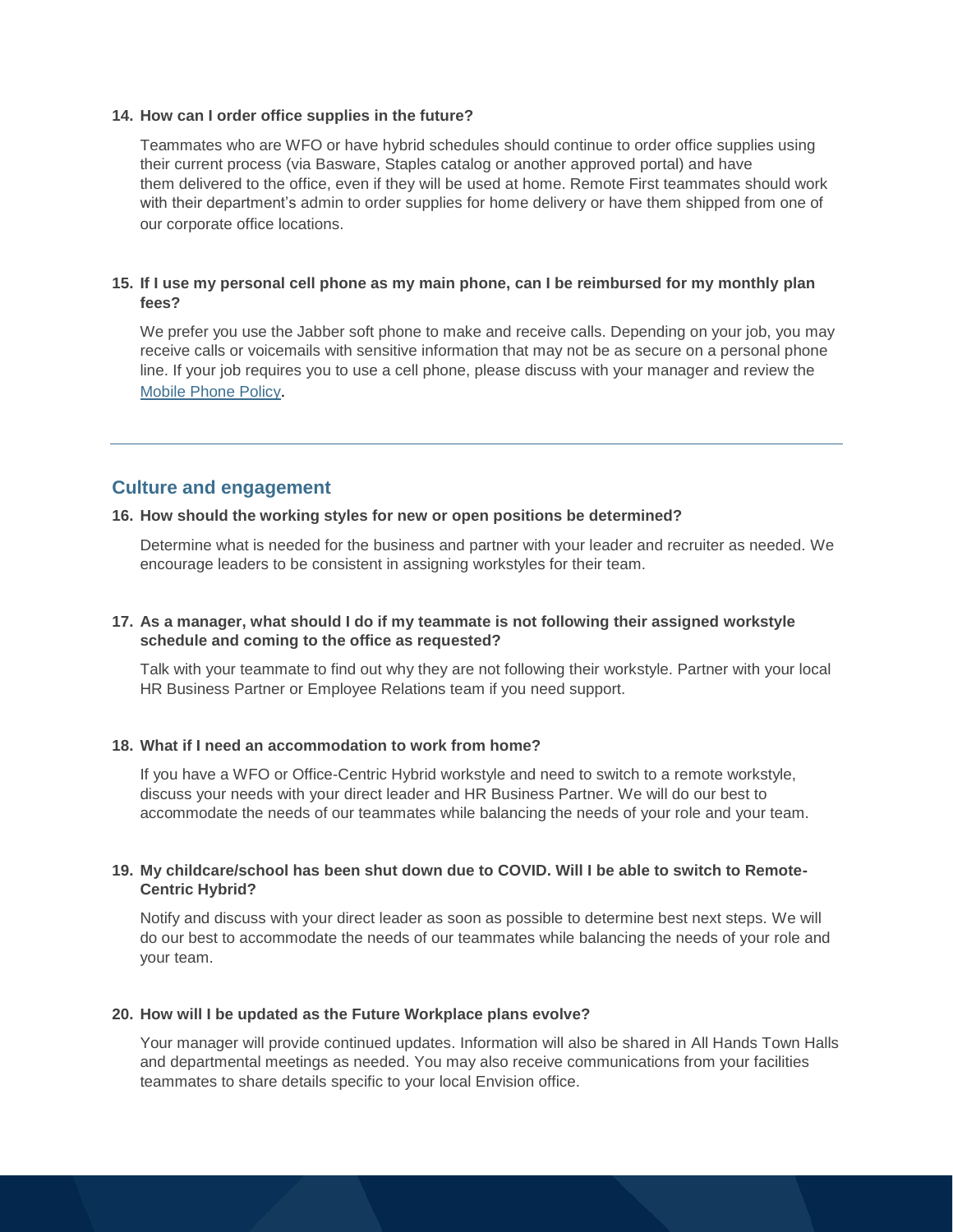**14. How can I order office supplies in the future?**

Teammates who are WFO or have hybrid schedules should continue to order office supplies using their current process (via Basware, Staples catalog or another approved portal) and have them delivered to the office, even if they will be used at home. Remote First teammates should work with their department's admin to order supplies for home delivery or have them shipped from one of our corporate office locations.

**15. If I use my personal cell phone as my main phone, can I be reimbursed for my monthly plan fees?**

We prefer you use the Jabber soft phone to make and receive calls. Depending on your job, you may receive calls or voicemails with sensitive information that may not be as secure on a personal phone line. If your job requires you to use a cell phone, please discuss with your manager and review the Mobile Phone Policy.

---

## Culture and engagement

**16. How should the working styles for new or open positions be determined?**

Determine what is needed for the business and partner with your leader and recruiter as needed. We encourage leaders to be consistent in assigning workstyles for their team.

**17. As a manager, what should I do if my teammate is not following their assigned workstyle schedule and coming to the office as requested?**

Talk with your teammate to find out why they are not following their workstyle. Partner with your local HR Business Partner or Employee Relations team if you need support.

**18. What if I need an accommodation to work from home?**

If you have a WFO or Office-Centric Hybrid workstyle and need to switch to a remote workstyle, discuss your needs with your direct leader and HR Business Partner. We will do our best to accommodate the needs of our teammates while balancing the needs of your role and your team.

**19. My childcare/school has been shut down due to COVID. Will I be able to switch to Remote-Centric Hybrid?**

Notify and discuss with your direct leader as soon as possible to determine best next steps. We will do our best to accommodate the needs of our teammates while balancing the needs of your role and your team.

**20. How will I be updated as the Future Workplace plans evolve?**

Your manager will provide continued updates. Information will also be shared in All Hands Town Halls and departmental meetings as needed. You may also receive communications from your facilities teammates to share details specific to your local Envision office.